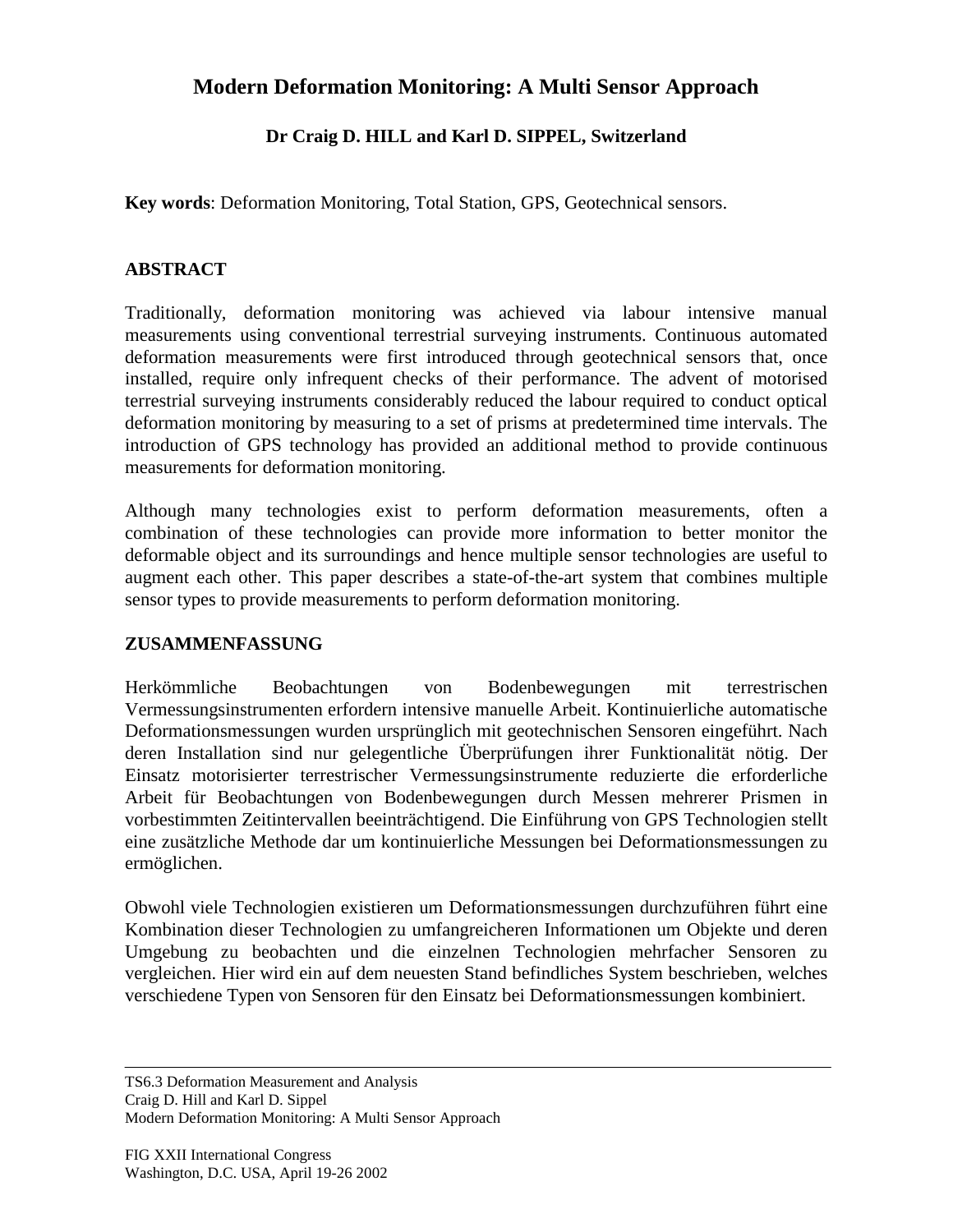# Modern Deformation Monitoring: A Multi Sensor Approach

**Dr Craig D. HILL and Karl D. SIPPEL, Switzerland**

**Key words**: Deformation Monitoring, Total Station, GPS, Geotechnical sensors.

## ABSTRACT

Traditionally, deformation monitoring was achieved via labour intensive manual measurements using conventional terrestrial surveying instruments. Continuous automated deformation measurements were first introduced through geotechnical sensors that, once installed, require only infrequent checks of their performance. The advent of motorised terrestrial surveying instruments considerably reduced the labour required to conduct optical deformation monitoring by measuring to a set of prisms at predetermined time intervals. The introduction of GPS technology has provided an additional method to provide continuous measurements for deformation monitoring.

Although many technologies exist to perform deformation measurements, often a combination of these technologies can provide more information to better monitor the deformable object and its surroundings and hence multiple sensor technologies are useful to augment each other. This paper describes a state-of-the-art system that combines multiple sensor types to provide measurements to perform deformation monitoring.

## ZUSAMMENFASSUNG

Herkömmliche Beobachtungen von Bodenbewegungen mit terrestrischen Vermessungsinstrumenten erfordern intensive manuelle Arbeit. Kontinuierliche automatische Deformationsmessungen wurden ursprünglich mit geotechnischen Sensoren eingeführt. Nach deren Installation sind nur gelegentliche Überprüfungen ihrer Funktionalität nötig. Der Einsatz motorisierter terrestrischer Vermessungsinstrumente reduzierte die erforderliche Arbeit für Beobachtungen von Bodenbewegungen durch Messen mehrerer Prismen in vorbestimmten Zeitintervallen beeinträchtigend. Die Einführung von GPS Technologien stellt eine zusätzliche Methode dar um kontinuierliche Messungen bei Deformationsmessungen zu ermöglichen.

Obwohl viele Technologien existieren um Deformationsmessungen durchzuführen führt eine Kombination dieser Technologien zu umfangreicheren Informationen um Objekte und deren Umgebung zu beobachten und die einzelnen Technologien mehrfacher Sensoren zu vergleichen. Hier wird ein auf dem neuesten Stand befindliches System beschrieben, welches verschiedene Typen von Sensoren für den Einsatz bei Deformationsmessungen kombiniert.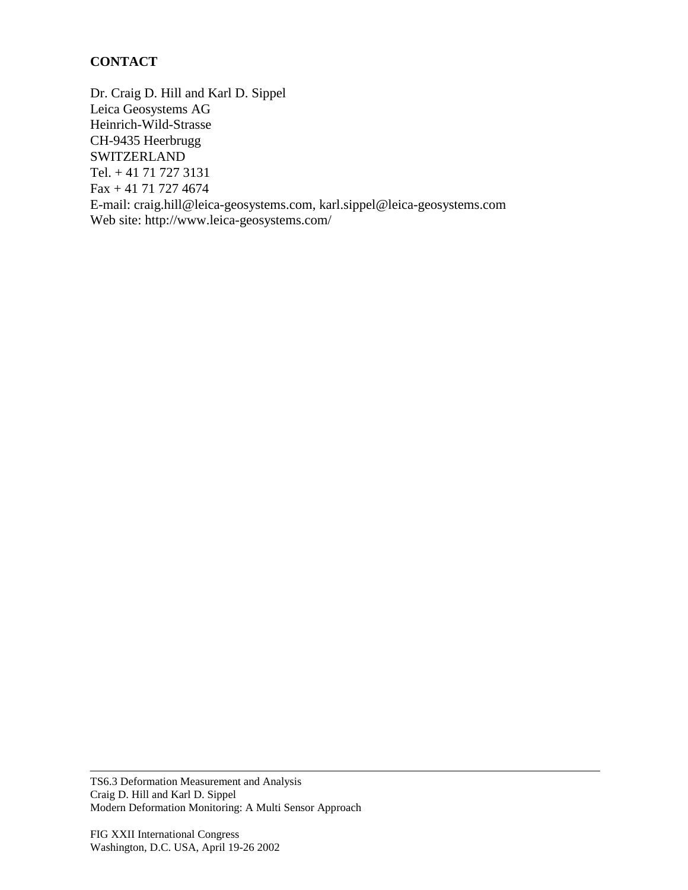## CONTACT

Dr. Craig D. Hill and Karl D. Sippel
Leica Geosystems AG
Heinrich-Wild-Strasse
CH-9435 Heerbrugg
SWITZERLAND
Tel. + 41 71 727 3131
Fax + 41 71 727 4674
E-mail: craig.hill@leica-geosystems.com, karl.sippel@leica-geosystems.com
Web site: http://www.leica-geosystems.com/